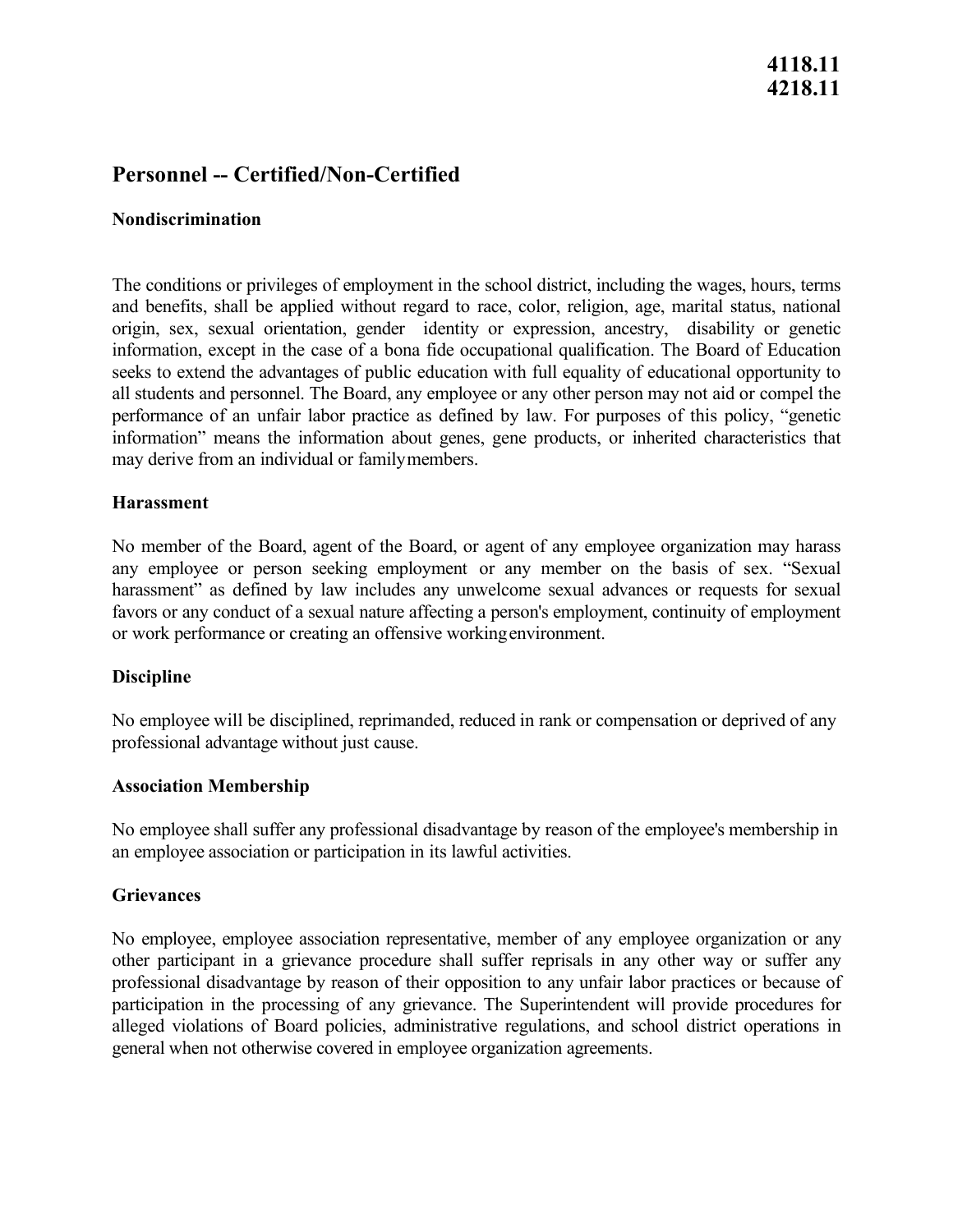**4118.11**
**4218.11**

# Personnel -- Certified/Non-Certified

## Nondiscrimination

The conditions or privileges of employment in the school district, including the wages, hours, terms and benefits, shall be applied without regard to race, color, religion, age, marital status, national origin, sex, sexual orientation, gender identity or expression, ancestry, disability or genetic information, except in the case of a bona fide occupational qualification. The Board of Education seeks to extend the advantages of public education with full equality of educational opportunity to all students and personnel. The Board, any employee or any other person may not aid or compel the performance of an unfair labor practice as defined by law. For purposes of this policy, "genetic information" means the information about genes, gene products, or inherited characteristics that may derive from an individual or family members.

## Harassment

No member of the Board, agent of the Board, or agent of any employee organization may harass any employee or person seeking employment or any member on the basis of sex. "Sexual harassment" as defined by law includes any unwelcome sexual advances or requests for sexual favors or any conduct of a sexual nature affecting a person's employment, continuity of employment or work performance or creating an offensive working environment.

## Discipline

No employee will be disciplined, reprimanded, reduced in rank or compensation or deprived of any professional advantage without just cause.

## Association Membership

No employee shall suffer any professional disadvantage by reason of the employee's membership in an employee association or participation in its lawful activities.

## Grievances

No employee, employee association representative, member of any employee organization or any other participant in a grievance procedure shall suffer reprisals in any other way or suffer any professional disadvantage by reason of their opposition to any unfair labor practices or because of participation in the processing of any grievance. The Superintendent will provide procedures for alleged violations of Board policies, administrative regulations, and school district operations in general when not otherwise covered in employee organization agreements.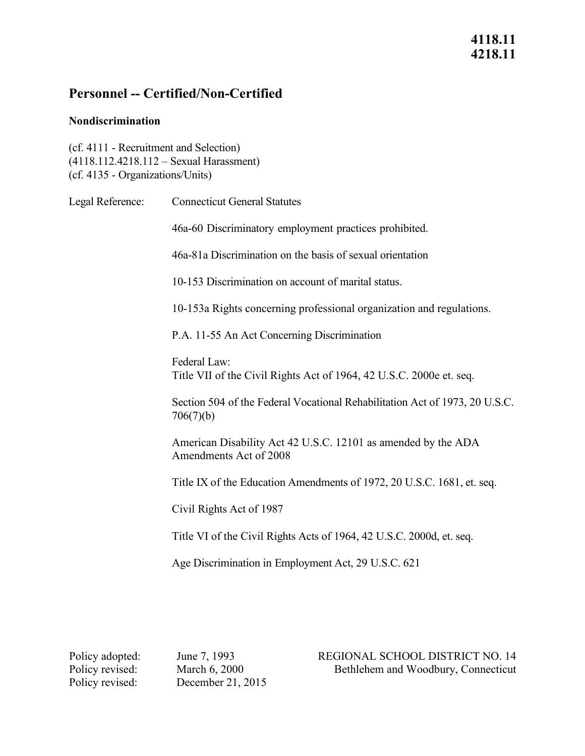**4118.11**
**4218.11**

## Personnel -- Certified/Non-Certified

### Nondiscrimination

(cf. 4111 - Recruitment and Selection)
(4118.112.4218.112 – Sexual Harassment)
(cf. 4135 - Organizations/Units)

Legal Reference: Connecticut General Statutes

46a-60 Discriminatory employment practices prohibited.

46a-81a Discrimination on the basis of sexual orientation

10-153 Discrimination on account of marital status.

10-153a Rights concerning professional organization and regulations.

P.A. 11-55 An Act Concerning Discrimination

Federal Law:
Title VII of the Civil Rights Act of 1964, 42 U.S.C. 2000e et. seq.

Section 504 of the Federal Vocational Rehabilitation Act of 1973, 20 U.S.C. 706(7)(b)

American Disability Act 42 U.S.C. 12101 as amended by the ADA Amendments Act of 2008

Title IX of the Education Amendments of 1972, 20 U.S.C. 1681, et. seq.

Civil Rights Act of 1987

Title VI of the Civil Rights Acts of 1964, 42 U.S.C. 2000d, et. seq.

Age Discrimination in Employment Act, 29 U.S.C. 621

Policy adopted: June 7, 1993
Policy revised: March 6, 2000
Policy revised: December 21, 2015

REGIONAL SCHOOL DISTRICT NO. 14
Bethlehem and Woodbury, Connecticut